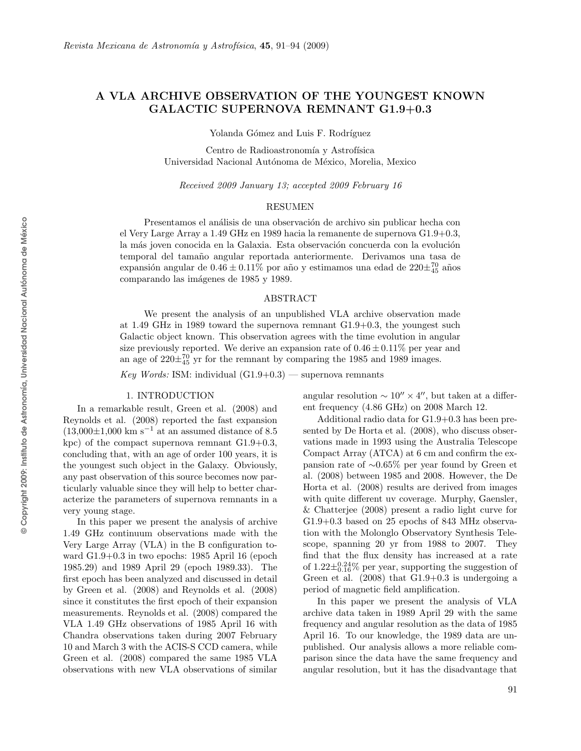# A VLA ARCHIVE OBSERVATION OF THE YOUNGEST KNOWN GALACTIC SUPERNOVA REMNANT G1.9+0.3

Yolanda Gómez and Luis F. Rodríguez

Centro de Radioastronomía y Astrofísica
Universidad Nacional Autónoma de México, Morelia, Mexico

*Received 2009 January 13; accepted 2009 February 16*

## RESUMEN

Presentamos el análisis de una observación de archivo sin publicar hecha con el Very Large Array a 1.49 GHz en 1989 hacia la remanente de supernova G1.9+0.3, la más joven conocida en la Galaxia. Esta observación concuerda con la evolución temporal del tamaño angular reportada anteriormente. Derivamos una tasa de expansión angular de $0.46 \pm 0.11\%$ por año y estimamos una edad de $220\pm^{70}_{45}$ años comparando las imágenes de 1985 y 1989.

## ABSTRACT

We present the analysis of an unpublished VLA archive observation made at 1.49 GHz in 1989 toward the supernova remnant G1.9+0.3, the youngest such Galactic object known. This observation agrees with the time evolution in angular size previously reported. We derive an expansion rate of $0.46 \pm 0.11\%$ per year and an age of $220\pm^{70}_{45}$ yr for the remnant by comparing the 1985 and 1989 images.

*Key Words:* ISM: individual (G1.9+0.3) — supernova remnants

## 1. INTRODUCTION

In a remarkable result, Green et al. (2008) and Reynolds et al. (2008) reported the fast expansion (13,000±1,000 km s$^{-1}$ at an assumed distance of 8.5 kpc) of the compact supernova remnant G1.9+0.3, concluding that, with an age of order 100 years, it is the youngest such object in the Galaxy. Obviously, any past observation of this source becomes now particularly valuable since they will help to better characterize the parameters of supernova remnants in a very young stage.

In this paper we present the analysis of archive 1.49 GHz continuum observations made with the Very Large Array (VLA) in the B configuration toward G1.9+0.3 in two epochs: 1985 April 16 (epoch 1985.29) and 1989 April 29 (epoch 1989.33). The first epoch has been analyzed and discussed in detail by Green et al. (2008) and Reynolds et al. (2008) since it constitutes the first epoch of their expansion measurements. Reynolds et al. (2008) compared the VLA 1.49 GHz observations of 1985 April 16 with Chandra observations taken during 2007 February 10 and March 3 with the ACIS-S CCD camera, while Green et al. (2008) compared the same 1985 VLA observations with new VLA observations of similar angular resolution $\sim 10'' \times 4''$, but taken at a different frequency (4.86 GHz) on 2008 March 12.

Additional radio data for G1.9+0.3 has been presented by De Horta et al. (2008), who discuss observations made in 1993 using the Australia Telescope Compact Array (ATCA) at 6 cm and confirm the expansion rate of ∼0.65% per year found by Green et al. (2008) between 1985 and 2008. However, the De Horta et al. (2008) results are derived from images with quite different uv coverage. Murphy, Gaensler, & Chatterjee (2008) present a radio light curve for G1.9+0.3 based on 25 epochs of 843 MHz observation with the Molonglo Observatory Synthesis Telescope, spanning 20 yr from 1988 to 2007. They find that the flux density has increased at a rate of $1.22\pm^{0.24}_{0.16}\%$ per year, supporting the suggestion of Green et al. (2008) that G1.9+0.3 is undergoing a period of magnetic field amplification.

In this paper we present the analysis of VLA archive data taken in 1989 April 29 with the same frequency and angular resolution as the data of 1985 April 16. To our knowledge, the 1989 data are unpublished. Our analysis allows a more reliable comparison since the data have the same frequency and angular resolution, but it has the disadvantage that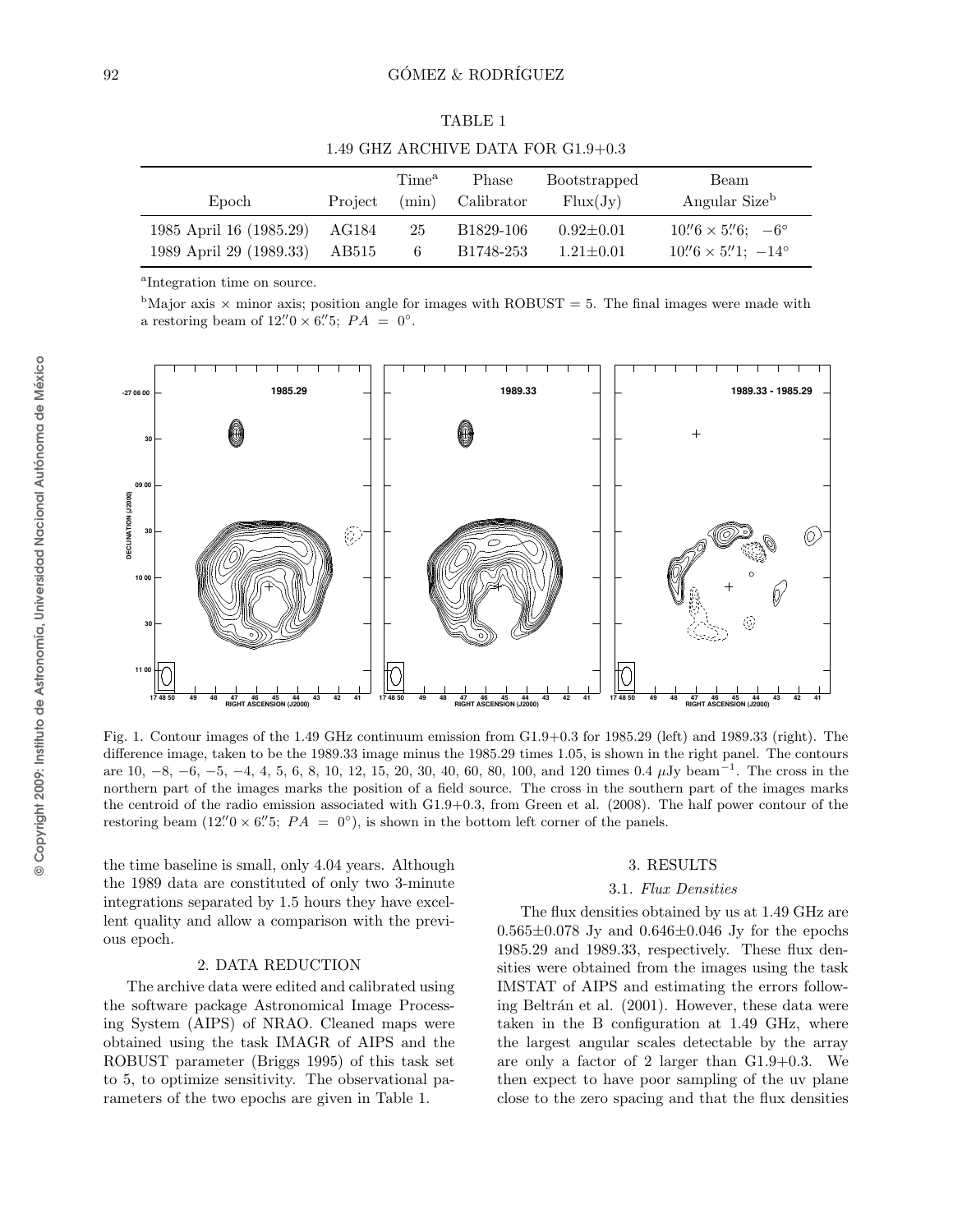TABLE 1

1.49 GHZ ARCHIVE DATA FOR G1.9+0.3

| Epoch | Project | Time[a] (min) | Phase Calibrator | Bootstrapped Flux(Jy) | Beam Angular Size[b] |
|---|---|---|---|---|---|
| 1985 April 16 (1985.29) | AG184 | 25 | B1829-106 | $0.92\pm0.01$ | $10\farcs6 \times 5\farcs6;\ -6^\circ$ |
| 1989 April 29 (1989.33) | AB515 | 6 | B1748-253 | $1.21\pm0.01$ | $10\farcs6 \times 5\farcs1;\ -14^\circ$ |

[a]Integration time on source.

[b]Major axis × minor axis; position angle for images with ROBUST = 5. The final images were made with a restoring beam of $12\farcs0 \times 6\farcs5;\ PA = 0^\circ$.

Fig. 1. Contour images of the 1.49 GHz continuum emission from G1.9+0.3 for 1985.29 (left) and 1989.33 (right). The difference image, taken to be the 1989.33 image minus the 1985.29 times 1.05, is shown in the right panel. The contours are 10, −8, −6, −5, −4, 4, 5, 6, 8, 10, 12, 15, 20, 30, 40, 60, 80, 100, and 120 times 0.4 $\mu$Jy beam$^{-1}$. The cross in the northern part of the images marks the position of a field source. The cross in the southern part of the images marks the centroid of the radio emission associated with G1.9+0.3, from Green et al. (2008). The half power contour of the restoring beam ($12\farcs0 \times 6\farcs5;\ PA = 0^\circ$), is shown in the bottom left corner of the panels.

the time baseline is small, only 4.04 years. Although the 1989 data are constituted of only two 3-minute integrations separated by 1.5 hours they have excellent quality and allow a comparison with the previous epoch.

## 2. DATA REDUCTION

The archive data were edited and calibrated using the software package Astronomical Image Processing System (AIPS) of NRAO. Cleaned maps were obtained using the task IMAGR of AIPS and the ROBUST parameter (Briggs 1995) of this task set to 5, to optimize sensitivity. The observational parameters of the two epochs are given in Table 1.

## 3. RESULTS

### 3.1. *Flux Densities*

The flux densities obtained by us at 1.49 GHz are $0.565\pm0.078$ Jy and $0.646\pm0.046$ Jy for the epochs 1985.29 and 1989.33, respectively. These flux densities were obtained from the images using the task IMSTAT of AIPS and estimating the errors following Beltrán et al. (2001). However, these data were taken in the B configuration at 1.49 GHz, where the largest angular scales detectable by the array are only a factor of 2 larger than G1.9+0.3. We then expect to have poor sampling of the uv plane close to the zero spacing and that the flux densities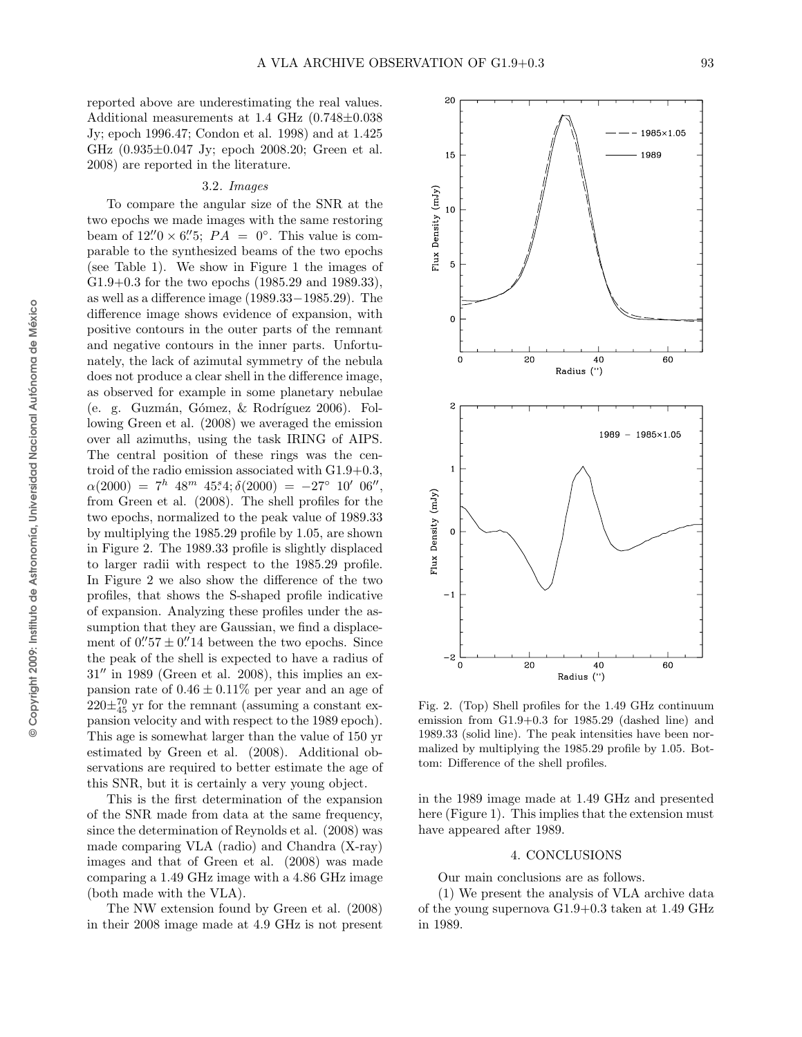reported above are underestimating the real values. Additional measurements at 1.4 GHz (0.748±0.038 Jy; epoch 1996.47; Condon et al. 1998) and at 1.425 GHz (0.935±0.047 Jy; epoch 2008.20; Green et al. 2008) are reported in the literature.

### 3.2. *Images*

To compare the angular size of the SNR at the two epochs we made images with the same restoring beam of $12''\!.0 \times 6''\!.5$; $PA = 0°$. This value is comparable to the synthesized beams of the two epochs (see Table 1). We show in Figure 1 the images of G1.9+0.3 for the two epochs (1985.29 and 1989.33), as well as a difference image (1989.33−1985.29). The difference image shows evidence of expansion, with positive contours in the outer parts of the remnant and negative contours in the inner parts. Unfortunately, the lack of azimutal symmetry of the nebula does not produce a clear shell in the difference image, as observed for example in some planetary nebulae (e. g. Guzmán, Gómez, & Rodríguez 2006). Following Green et al. (2008) we averaged the emission over all azimuths, using the task IRING of AIPS. The central position of these rings was the centroid of the radio emission associated with G1.9+0.3, $\alpha(2000) = 7^h\ 48^m\ 45\overset{s}{.}4; \delta(2000) = -27°\ 10'\ 06''$, from Green et al. (2008). The shell profiles for the two epochs, normalized to the peak value of 1989.33 by multiplying the 1985.29 profile by 1.05, are shown in Figure 2. The 1989.33 profile is slightly displaced to larger radii with respect to the 1985.29 profile. In Figure 2 we also show the difference of the two profiles, that shows the S-shaped profile indicative of expansion. Analyzing these profiles under the assumption that they are Gaussian, we find a displacement of $0''\!.57 \pm 0''\!.14$ between the two epochs. Since the peak of the shell is expected to have a radius of $31''$ in 1989 (Green et al. 2008), this implies an expansion rate of $0.46 \pm 0.11\%$ per year and an age of $220\pm^{70}_{45}$ yr for the remnant (assuming a constant expansion velocity and with respect to the 1989 epoch). This age is somewhat larger than the value of 150 yr estimated by Green et al. (2008). Additional observations are required to better estimate the age of this SNR, but it is certainly a very young object.

This is the first determination of the expansion of the SNR made from data at the same frequency, since the determination of Reynolds et al. (2008) was made comparing VLA (radio) and Chandra (X-ray) images and that of Green et al. (2008) was made comparing a 1.49 GHz image with a 4.86 GHz image (both made with the VLA).

The NW extension found by Green et al. (2008) in their 2008 image made at 4.9 GHz is not present in the 1989 image made at 1.49 GHz and presented here (Figure 1). This implies that the extension must have appeared after 1989.

Fig. 2. (Top) Shell profiles for the 1.49 GHz continuum emission from G1.9+0.3 for 1985.29 (dashed line) and 1989.33 (solid line). The peak intensities have been normalized by multiplying the 1985.29 profile by 1.05. Bottom: Difference of the shell profiles.

## 4. CONCLUSIONS

Our main conclusions are as follows.

(1) We present the analysis of VLA archive data of the young supernova G1.9+0.3 taken at 1.49 GHz in 1989.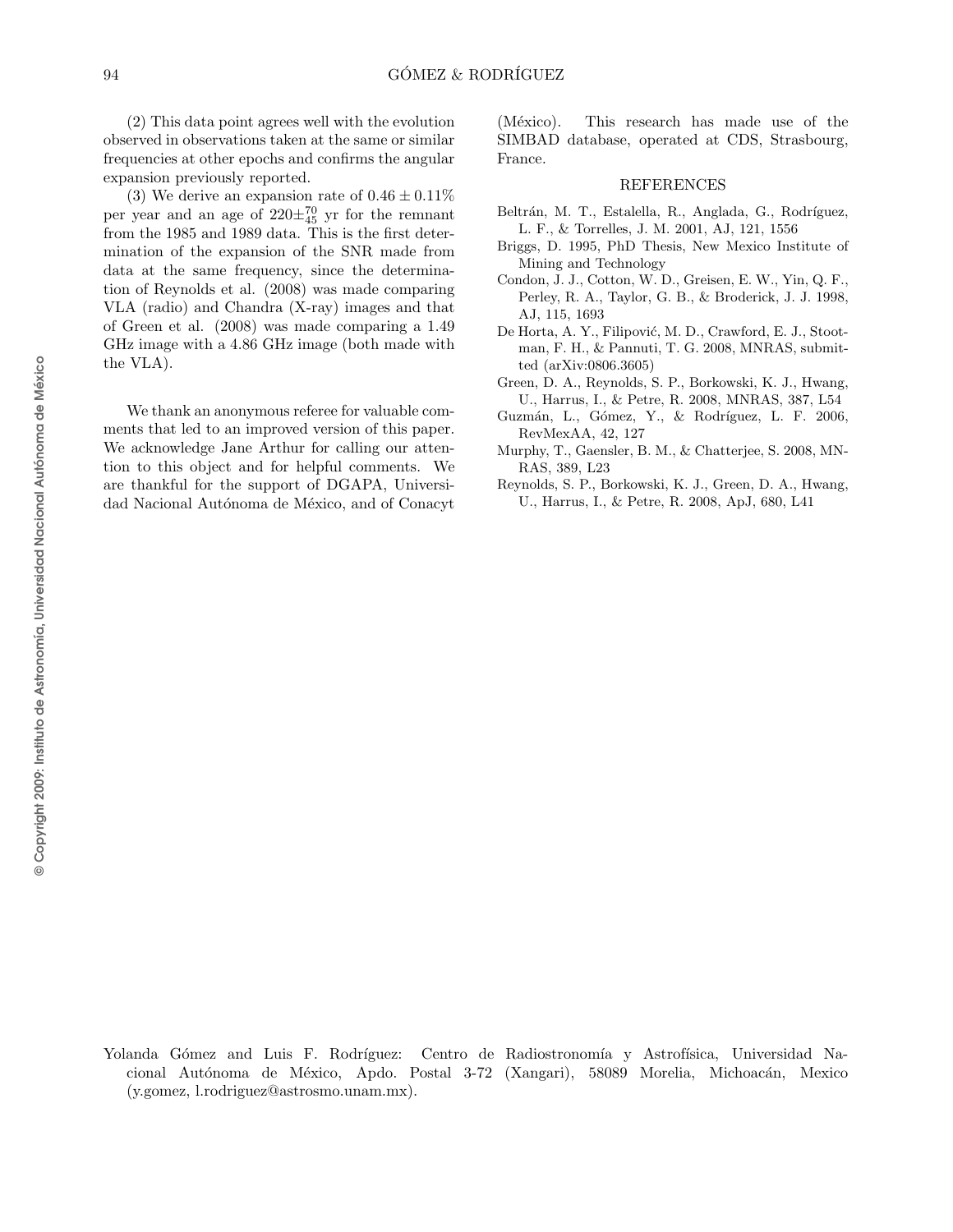(2) This data point agrees well with the evolution observed in observations taken at the same or similar frequencies at other epochs and confirms the angular expansion previously reported.

(3) We derive an expansion rate of $0.46 \pm 0.11\%$ per year and an age of $220\pm^{70}_{45}$ yr for the remnant from the 1985 and 1989 data. This is the first determination of the expansion of the SNR made from data at the same frequency, since the determination of Reynolds et al. (2008) was made comparing VLA (radio) and Chandra (X-ray) images and that of Green et al. (2008) was made comparing a 1.49 GHz image with a 4.86 GHz image (both made with the VLA).

We thank an anonymous referee for valuable comments that led to an improved version of this paper. We acknowledge Jane Arthur for calling our attention to this object and for helpful comments. We are thankful for the support of DGAPA, Universidad Nacional Autónoma de México, and of Conacyt (México). This research has made use of the SIMBAD database, operated at CDS, Strasbourg, France.

## REFERENCES

Beltrán, M. T., Estalella, R., Anglada, G., Rodríguez, L. F., & Torrelles, J. M. 2001, AJ, 121, 1556

Briggs, D. 1995, PhD Thesis, New Mexico Institute of Mining and Technology

Condon, J. J., Cotton, W. D., Greisen, E. W., Yin, Q. F., Perley, R. A., Taylor, G. B., & Broderick, J. J. 1998, AJ, 115, 1693

De Horta, A. Y., Filipović, M. D., Crawford, E. J., Stootman, F. H., & Pannuti, T. G. 2008, MNRAS, submitted (arXiv:0806.3605)

Green, D. A., Reynolds, S. P., Borkowski, K. J., Hwang, U., Harrus, I., & Petre, R. 2008, MNRAS, 387, L54

Guzmán, L., Gómez, Y., & Rodríguez, L. F. 2006, RevMexAA, 42, 127

Murphy, T., Gaensler, B. M., & Chatterjee, S. 2008, MNRAS, 389, L23

Reynolds, S. P., Borkowski, K. J., Green, D. A., Hwang, U., Harrus, I., & Petre, R. 2008, ApJ, 680, L41

Yolanda Gómez and Luis F. Rodríguez: Centro de Radiostronomía y Astrofísica, Universidad Nacional Autónoma de México, Apdo. Postal 3-72 (Xangari), 58089 Morelia, Michoacán, Mexico (y.gomez, l.rodriguez@astrosmo.unam.mx).